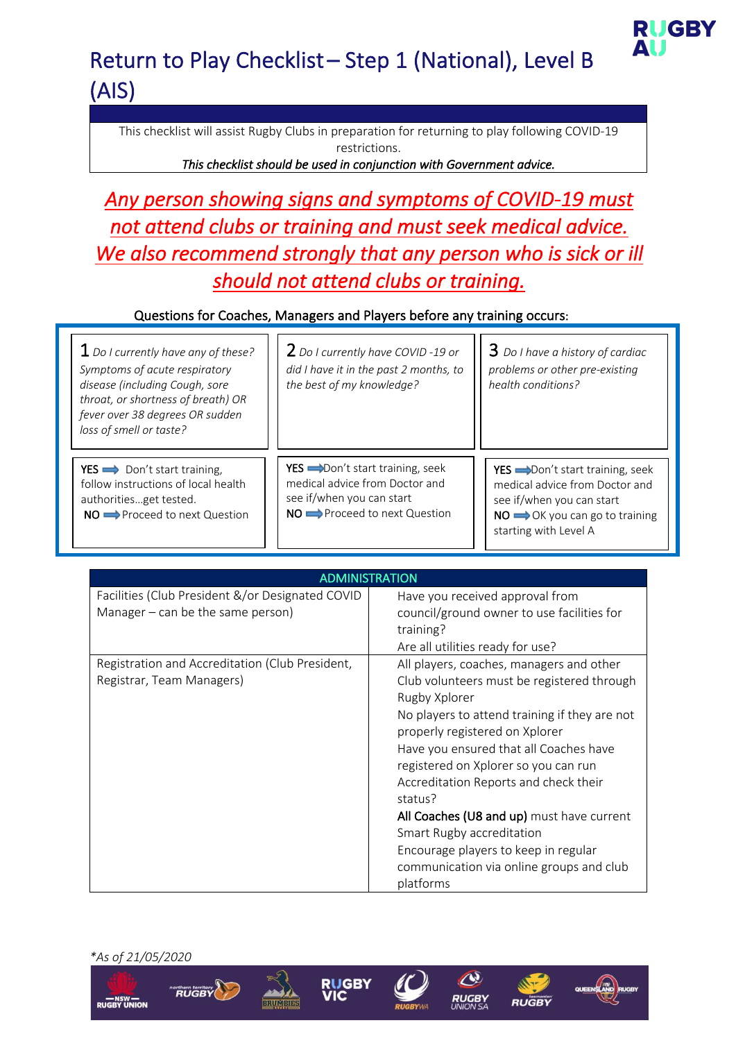# Return to Play Checklist – Step 1 (National), Level B (AIS)

This checklist will assist Rugby Clubs in preparation for returning to play following COVID-19 restrictions.

***This checklist should be used in conjunction with Government advice.***

***Any person showing signs and symptoms of COVID-19 must not attend clubs or training and must seek medical advice. We also recommend strongly that any person who is sick or ill should not attend clubs or training.***

Questions for Coaches, Managers and Players before any training occurs:

| 1 *Do I currently have any of these? Symptoms of acute respiratory disease (including Cough, sore throat, or shortness of breath) OR fever over 38 degrees OR sudden loss of smell or taste?* | 2 *Do I currently have COVID -19 or did I have it in the past 2 months, to the best of my knowledge?* | 3 *Do I have a history of cardiac problems or other pre-existing health conditions?* |
|---|---|---|
| YES ➡ Don't start training, follow instructions of local health authorities…get tested.<br>NO ➡ Proceed to next Question | YES ➡ Don't start training, seek medical advice from Doctor and see if/when you can start<br>NO ➡ Proceed to next Question | YES ➡ Don't start training, seek medical advice from Doctor and see if/when you can start<br>NO ➡ OK you can go to training starting with Level A |

| ADMINISTRATION | |
|---|---|
| Facilities (Club President &/or Designated COVID Manager – can be the same person) | Have you received approval from council/ground owner to use facilities for training?<br>Are all utilities ready for use? |
| Registration and Accreditation (Club President, Registrar, Team Managers) | All players, coaches, managers and other Club volunteers must be registered through Rugby Xplorer<br>No players to attend training if they are not properly registered on Xplorer<br>Have you ensured that all Coaches have registered on Xplorer so you can run Accreditation Reports and check their status?<br>**All Coaches (U8 and up)** must have current Smart Rugby accreditation<br>Encourage players to keep in regular communication via online groups and club platforms |

*\*As of 21/05/2020*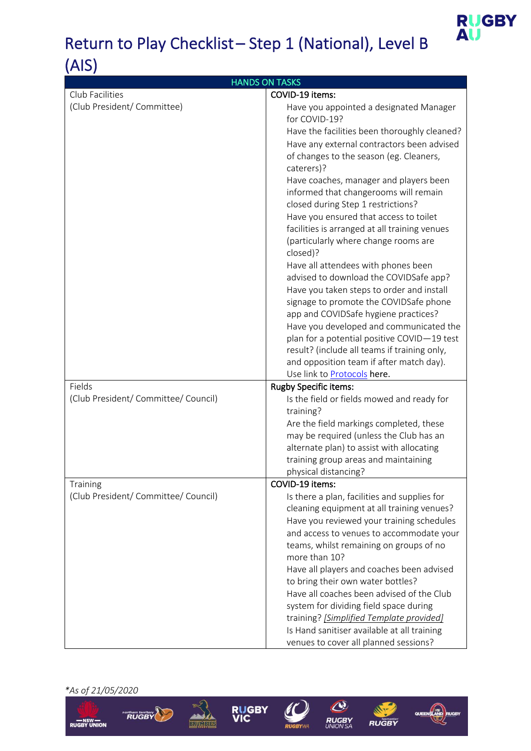# Return to Play Checklist– Step 1 (National), Level B (AIS)

| HANDS ON TASKS | |
|---|---|
| Club Facilities<br>(Club President/ Committee) | COVID-19 items:<br>Have you appointed a designated Manager for COVID-19?<br>Have the facilities been thoroughly cleaned?<br>Have any external contractors been advised of changes to the season (eg. Cleaners, caterers)?<br>Have coaches, manager and players been informed that changerooms will remain closed during Step 1 restrictions?<br>Have you ensured that access to toilet facilities is arranged at all training venues (particularly where change rooms are closed)?<br>Have all attendees with phones been advised to download the COVIDSafe app?<br>Have you taken steps to order and install signage to promote the COVIDSafe phone app and COVIDSafe hygiene practices?<br>Have you developed and communicated the plan for a potential positive COVID—19 test result? (include all teams if training only, and opposition team if after match day).<br>Use link to Protocols here. |
| Fields<br>(Club President/ Committee/ Council) | Rugby Specific items:<br>Is the field or fields mowed and ready for training?<br>Are the field markings completed, these may be required (unless the Club has an alternate plan) to assist with allocating training group areas and maintaining physical distancing? |
| Training<br>(Club President/ Committee/ Council) | COVID-19 items:<br>Is there a plan, facilities and supplies for cleaning equipment at all training venues?<br>Have you reviewed your training schedules and access to venues to accommodate your teams, whilst remaining on groups of no more than 10?<br>Have all players and coaches been advised to bring their own water bottles?<br>Have all coaches been advised of the Club system for dividing field space during training? *[Simplified Template provided]*<br>Is Hand sanitiser available at all training venues to cover all planned sessions? |

*\*As of 21/05/2020*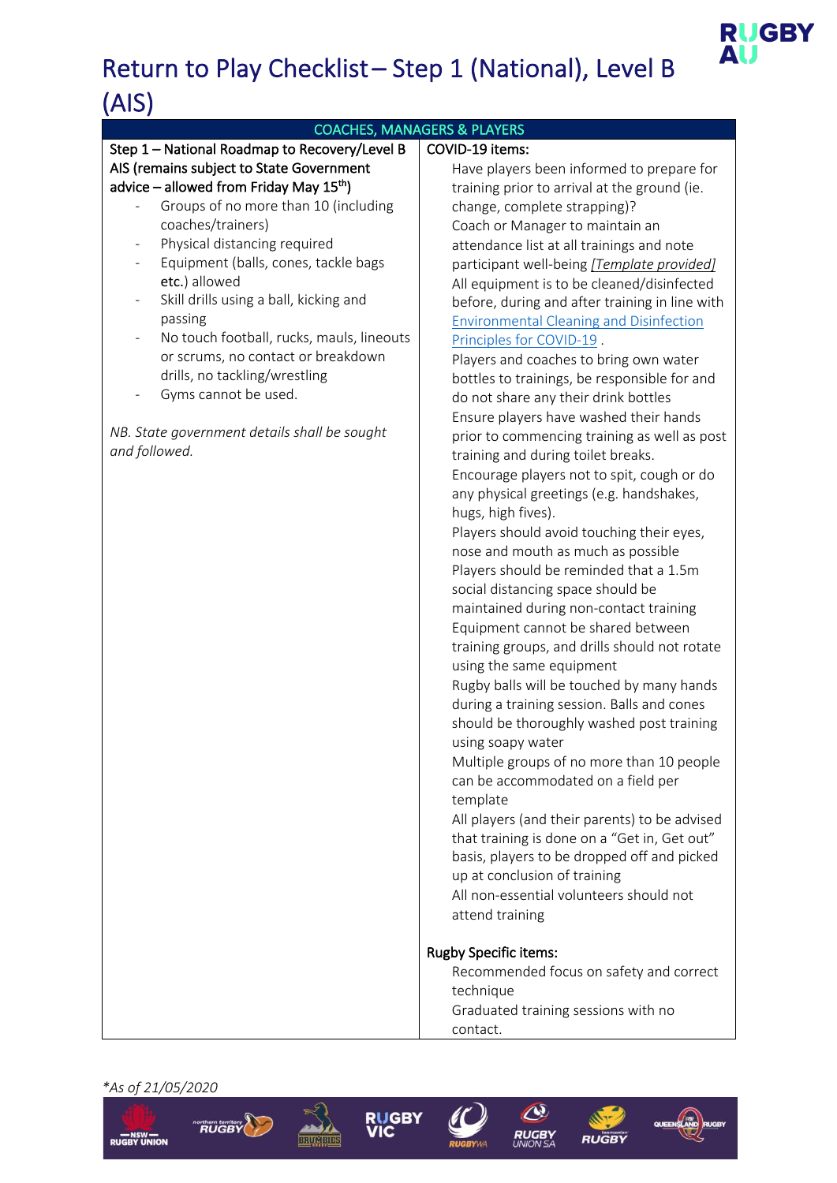# Return to Play Checklist – Step 1 (National), Level B (AIS)

| COACHES, MANAGERS & PLAYERS | |
|---|---|
| **Step 1 – National Roadmap to Recovery/Level B AIS (remains subject to State Government advice – allowed from Friday May 15th)**<br>- Groups of no more than 10 (including coaches/trainers)<br>- Physical distancing required<br>- Equipment (balls, cones, tackle bags etc.) allowed<br>- Skill drills using a ball, kicking and passing<br>- No touch football, rucks, mauls, lineouts or scrums, no contact or breakdown drills, no tackling/wrestling<br>- Gyms cannot be used.<br><br>*NB. State government details shall be sought and followed.* | **COVID-19 items:**<br>Have players been informed to prepare for training prior to arrival at the ground (ie. change, complete strapping)?<br>Coach or Manager to maintain an attendance list at all trainings and note participant well-being *[Template provided]*<br>All equipment is to be cleaned/disinfected before, during and after training in line with Environmental Cleaning and Disinfection Principles for COVID-19 .<br>Players and coaches to bring own water bottles to trainings, be responsible for and do not share any their drink bottles<br>Ensure players have washed their hands prior to commencing training as well as post training and during toilet breaks.<br>Encourage players not to spit, cough or do any physical greetings (e.g. handshakes, hugs, high fives).<br>Players should avoid touching their eyes, nose and mouth as much as possible<br>Players should be reminded that a 1.5m social distancing space should be maintained during non-contact training<br>Equipment cannot be shared between training groups, and drills should not rotate using the same equipment<br>Rugby balls will be touched by many hands during a training session. Balls and cones should be thoroughly washed post training using soapy water<br>Multiple groups of no more than 10 people can be accommodated on a field per template<br>All players (and their parents) to be advised that training is done on a "Get in, Get out" basis, players to be dropped off and picked up at conclusion of training<br>All non-essential volunteers should not attend training<br><br>**Rugby Specific items:**<br>Recommended focus on safety and correct technique<br>Graduated training sessions with no contact. |

*\*As of 21/05/2020*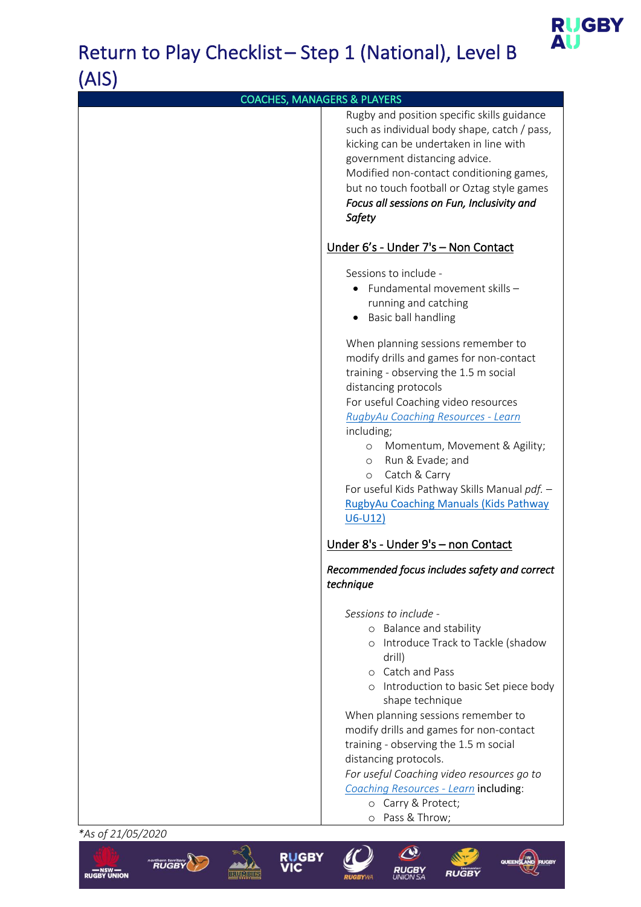# Return to Play Checklist – Step 1 (National), Level B (AIS)

| COACHES, MANAGERS & PLAYERS | |
|---|---|
| | Rugby and position specific skills guidance such as individual body shape, catch / pass, kicking can be undertaken in line with government distancing advice.<br>Modified non-contact conditioning games, but no touch football or Oztag style games<br>***Focus all sessions on Fun, Inclusivity and Safety***<br><br><u>Under 6's - Under 7's – Non Contact</u><br><br>Sessions to include -<br>• Fundamental movement skills – running and catching<br>• Basic ball handling<br><br>When planning sessions remember to modify drills and games for non-contact training - observing the 1.5 m social distancing protocols<br>For useful Coaching video resources *RugbyAu Coaching Resources - Learn* including;<br>○ Momentum, Movement & Agility;<br>○ Run & Evade; and<br>○ Catch & Carry<br>For useful Kids Pathway Skills Manual *pdf.* – RugbyAu Coaching Manuals (Kids Pathway U6-U12)<br><br><u>Under 8's - Under 9's – non Contact</u><br><br>***Recommended focus includes safety and correct technique***<br><br>*Sessions to include -*<br>○ Balance and stability<br>○ Introduce Track to Tackle (shadow drill)<br>○ Catch and Pass<br>○ Introduction to basic Set piece body shape technique<br>When planning sessions remember to modify drills and games for non-contact training - observing the 1.5 m social distancing protocols.<br>*For useful Coaching video resources go to Coaching Resources - Learn* including:<br>○ Carry & Protect;<br>○ Pass & Throw; |

*\*As of 21/05/2020*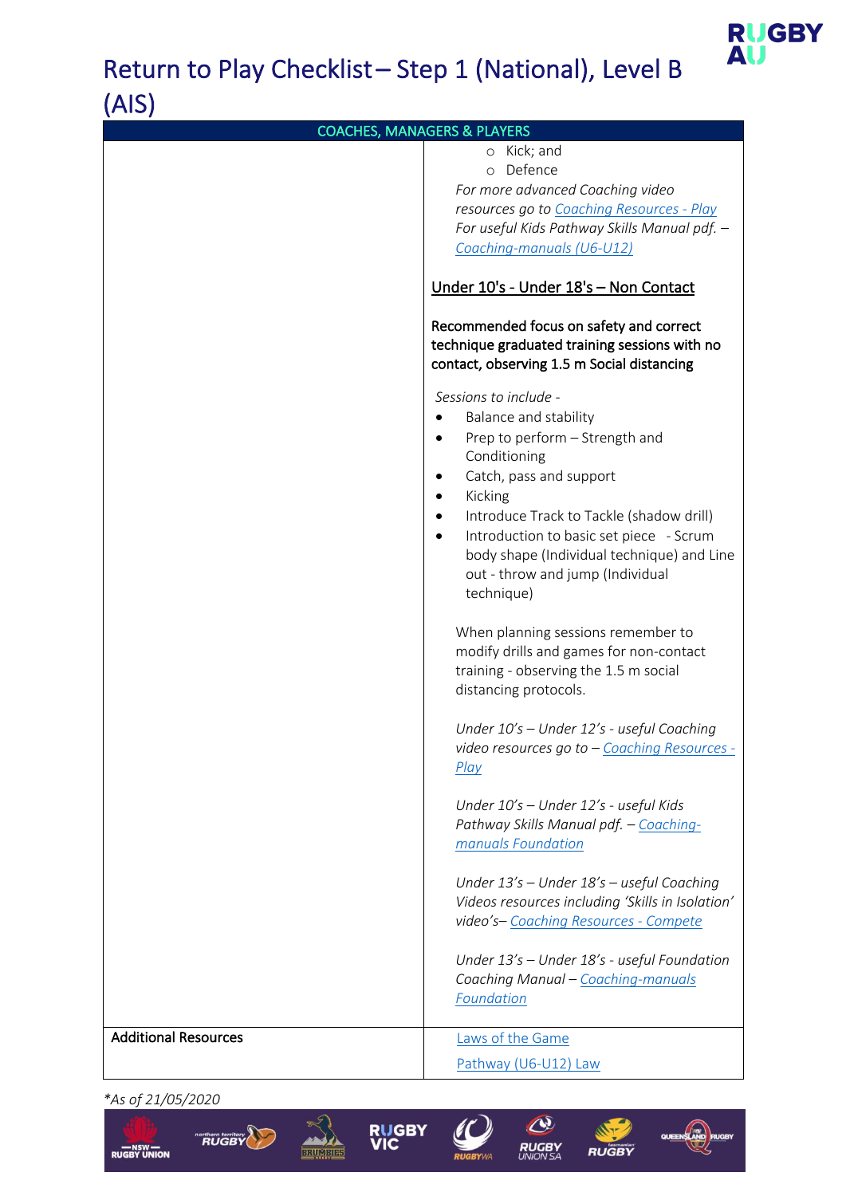# Return to Play Checklist – Step 1 (National), Level B (AIS)

| COACHES, MANAGERS & PLAYERS | |
|---|---|
| | ○ Kick; and<br>○ Defence<br>*For more advanced Coaching video resources go to* [Coaching Resources - Play]<br>*For useful Kids Pathway Skills Manual pdf. –* [Coaching-manuals (U6-U12)]<br><br><u>Under 10's - Under 18's – Non Contact</u><br><br>Recommended focus on safety and correct technique graduated training sessions with no contact, observing 1.5 m Social distancing<br><br>*Sessions to include -*<br>• Balance and stability<br>• Prep to perform – Strength and Conditioning<br>• Catch, pass and support<br>• Kicking<br>• Introduce Track to Tackle (shadow drill)<br>• Introduction to basic set piece - Scrum body shape (Individual technique) and Line out - throw and jump (Individual technique)<br><br>When planning sessions remember to modify drills and games for non-contact training - observing the 1.5 m social distancing protocols.<br><br>*Under 10's – Under 12's - useful Coaching video resources go to –* [Coaching Resources - Play]<br><br>*Under 10's – Under 12's - useful Kids Pathway Skills Manual pdf. –* [Coaching-manuals Foundation]<br><br>*Under 13's – Under 18's – useful Coaching Videos resources including 'Skills in Isolation' video's–* [Coaching Resources - Compete]<br><br>*Under 13's – Under 18's - useful Foundation Coaching Manual –* [Coaching-manuals Foundation] |
| Additional Resources | [Laws of the Game]<br><br>[Pathway (U6-U12) Law] |

*\*As of 21/05/2020*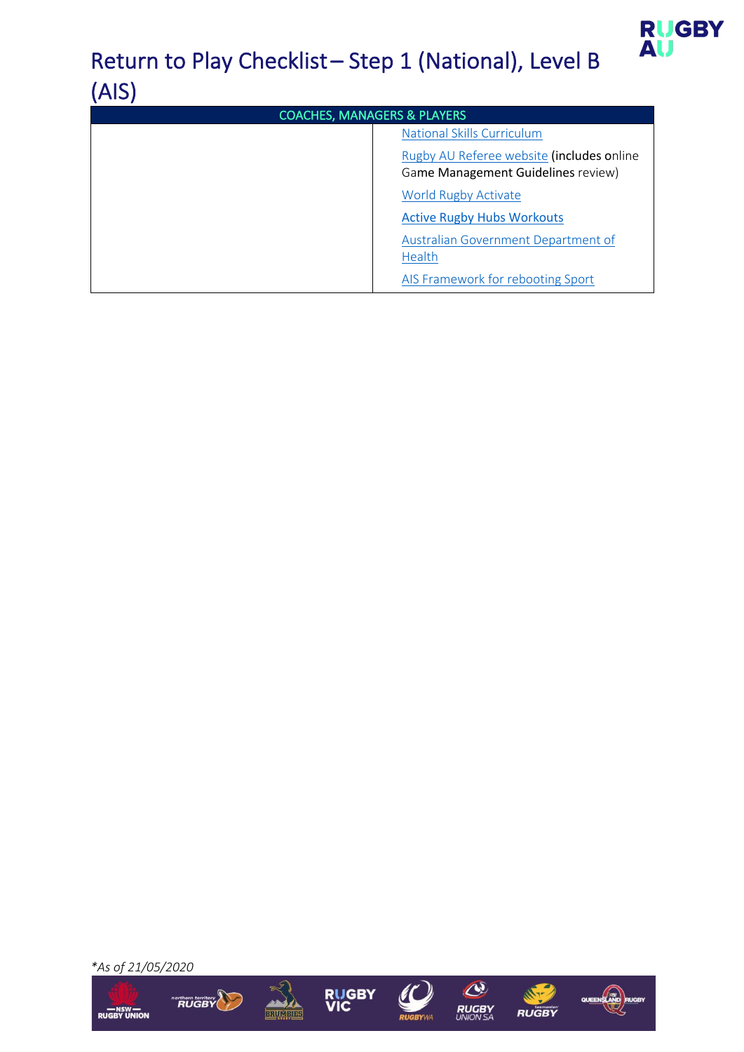# Return to Play Checklist– Step 1 (National), Level B (AIS)

| COACHES, MANAGERS & PLAYERS | |
|---|---|
| | National Skills Curriculum<br><br>Rugby AU Referee website (includes online Game Management Guidelines review)<br><br>World Rugby Activate<br><br>Active Rugby Hubs Workouts<br><br>Australian Government Department of Health<br><br>AIS Framework for rebooting Sport |

*\*As of 21/05/2020*